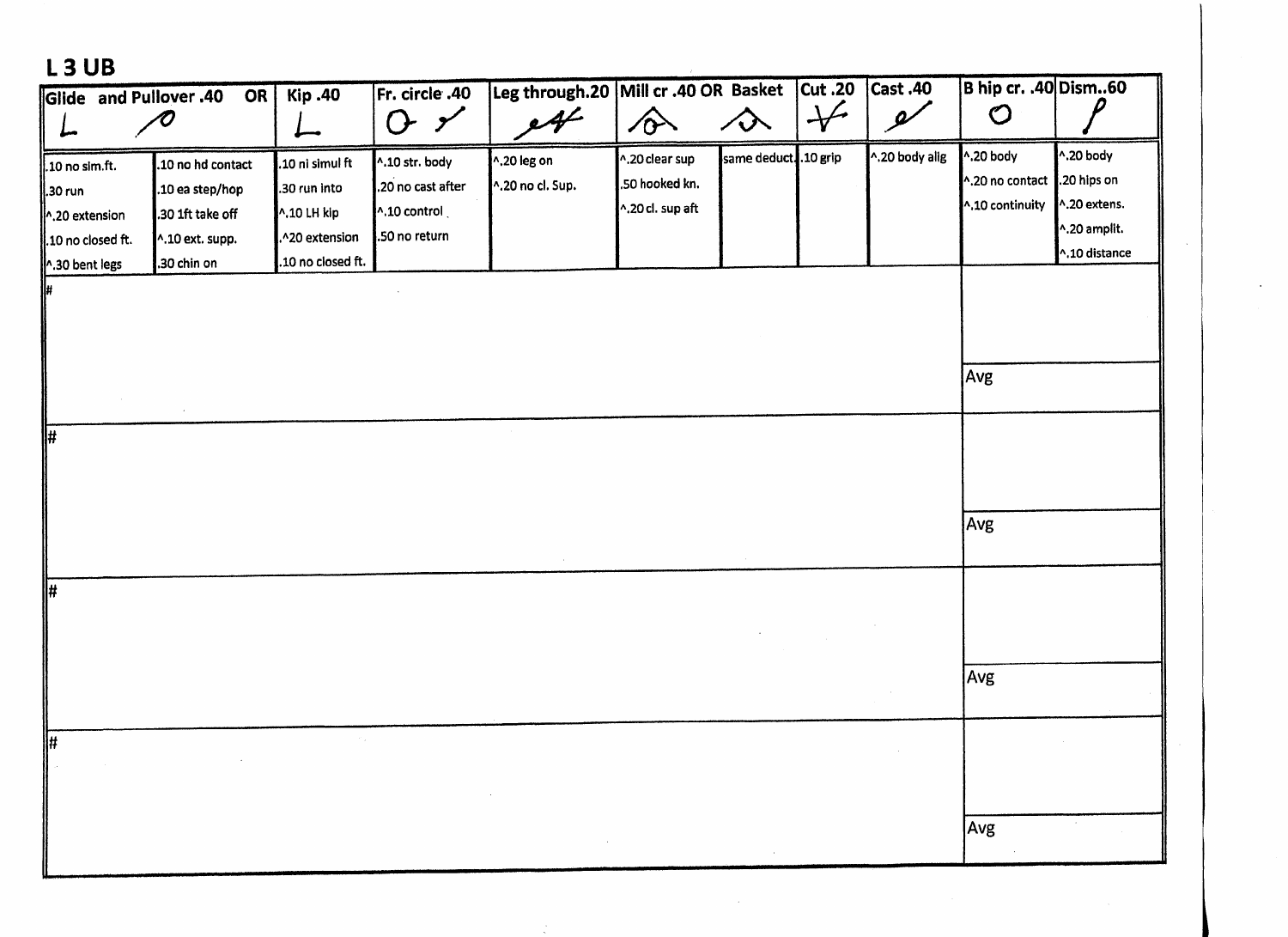## L 3 UB

| Glide and Pullover .40 | OR | Kip .40 | Fr. circle .40 | Leg through.20 | Mill cr .40 OR | Basket | Cut .20 | Cast .40 | B hip cr. .40 | Dism..60 |
|---|---|---|---|---|---|---|---|---|---|---|
| .10 no sim.ft.<br>.30 run<br>^.20 extension<br>.10 no closed ft.<br>^.30 bent legs | .10 no hd contact<br>.10 ea step/hop<br>.30 1ft take off<br>^.10 ext. supp.<br>.30 chin on | .10 ni simul ft<br>.30 run into<br>^.10 LH kip<br>.^20 extension<br>.10 no closed ft. | ^.10 str. body<br>.20 no cast after<br>^.10 control<br>.50 no return | ^.20 leg on<br>^.20 no cl. Sup. | ^.20 clear sup<br>.50 hooked kn.<br>^.20 cl. sup aft | same deduct. | .10 grip | ^.20 body alig | ^.20 body<br>^.20 no contact<br>^.10 continuity | ^.20 body<br>.20 hips on<br>^.20 extens.<br>^.20 amplit.<br>^.10 distance |
| # | | | | | | | | | | |
| | | | | | | | | | Avg | |
| # | | | | | | | | | | |
| | | | | | | | | | Avg | |
| # | | | | | | | | | | |
| | | | | | | | | | Avg | |
| # | | | | | | | | | | |
| | | | | | | | | | Avg | |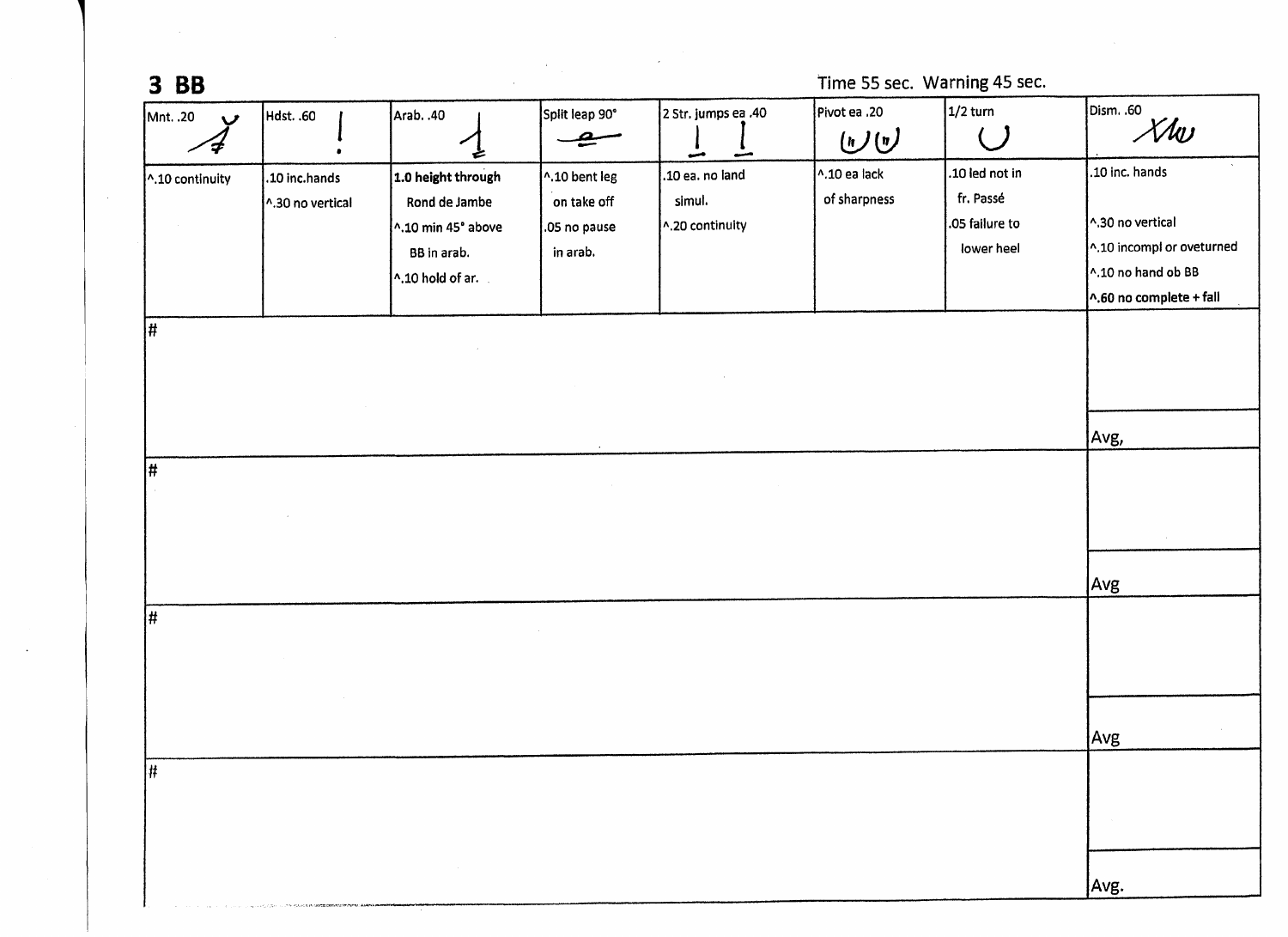## 3 BB

Time 55 sec. Warning 45 sec.

| Mnt. .20 | Hdst. .60 | Arab. .40 | Split leap 90° | 2 Str. jumps ea .40 | Pivot ea .20 | 1/2 turn | Dism. .60 |
|---|---|---|---|---|---|---|---|
| ^.10 continuity | .10 inc.hands<br>^.30 no vertical | **1.0 height through Rond de Jambe**<br>^.10 min 45° above BB in arab.<br>^.10 hold of ar. | ^.10 bent leg on take off<br>.05 no pause in arab. | .10 ea. no land simul.<br>^.20 continuity | ^.10 ea lack of sharpness | .10 led not in fr. Passé<br>.05 failure to lower heel | .10 inc. hands<br>^.30 no vertical<br>^.10 incompl or oveturned<br>^.10 no hand ob BB<br>**^.60 no complete + fall** |
| # | | | | | | | Avg, |
| # | | | | | | | Avg |
| # | | | | | | | Avg |
| # | | | | | | | Avg. |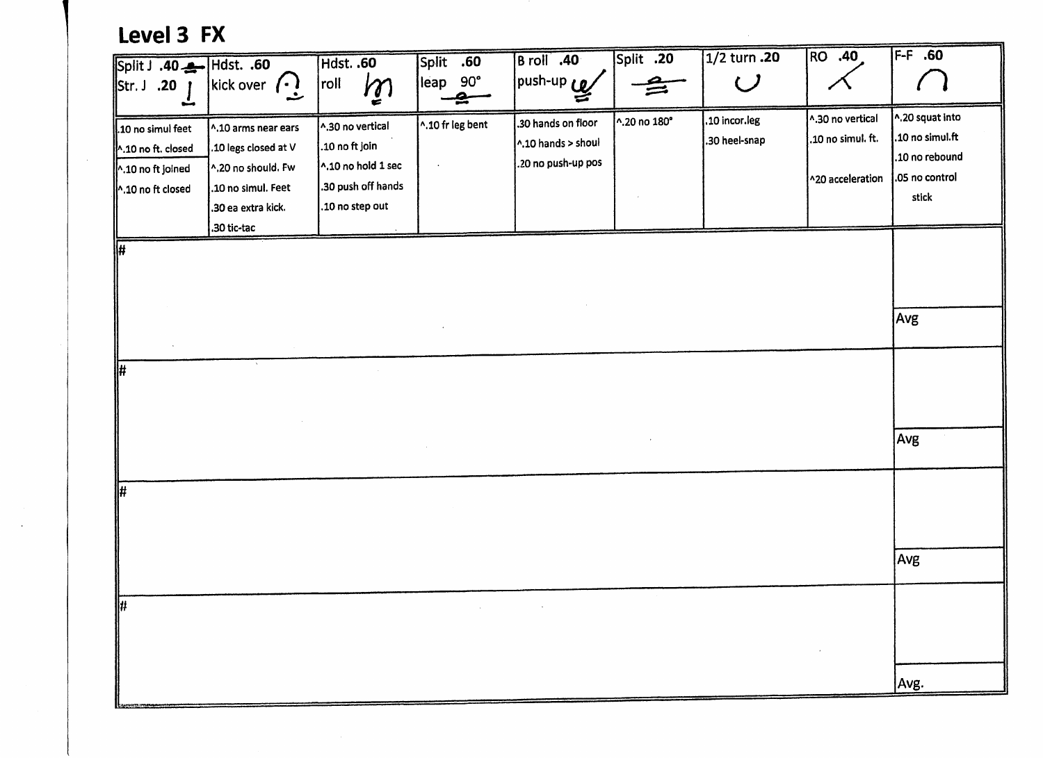## Level 3 FX

| Split J .40<br>Str. J .20 | Hdst. .60<br>kick over | Hdst. .60<br>roll | Split .60<br>leap 90° | B roll .40<br>push-up | Split .20 | 1/2 turn .20 | RO .40 | F-F .60 |
|---|---|---|---|---|---|---|---|---|
| .10 no simul feet<br>^.10 no ft. closed<br>^.10 no ft joined<br>^.10 no ft closed | ^.10 arms near ears<br>.10 legs closed at V<br>^.20 no should. Fw<br>.10 no simul. Feet<br>.30 ea extra kick.<br>.30 tic-tac | ^.30 no vertical<br>.10 no ft join<br>^.10 no hold 1 sec<br>.30 push off hands<br>.10 no step out | ^.10 fr leg bent | .30 hands on floor<br>^.10 hands > shoul<br>.20 no push-up pos | ^.20 no 180° | .10 incor.leg<br>.30 heel-snap | ^.30 no vertical<br>.10 no simul. ft.<br>^20 acceleration | ^.20 squat into<br>.10 no simul.ft<br>.10 no rebound<br>.05 no control stick |
| # | | | | | | | | Avg |
| # | | | | | | | | Avg |
| # | | | | | | | | Avg |
| # | | | | | | | | Avg. |